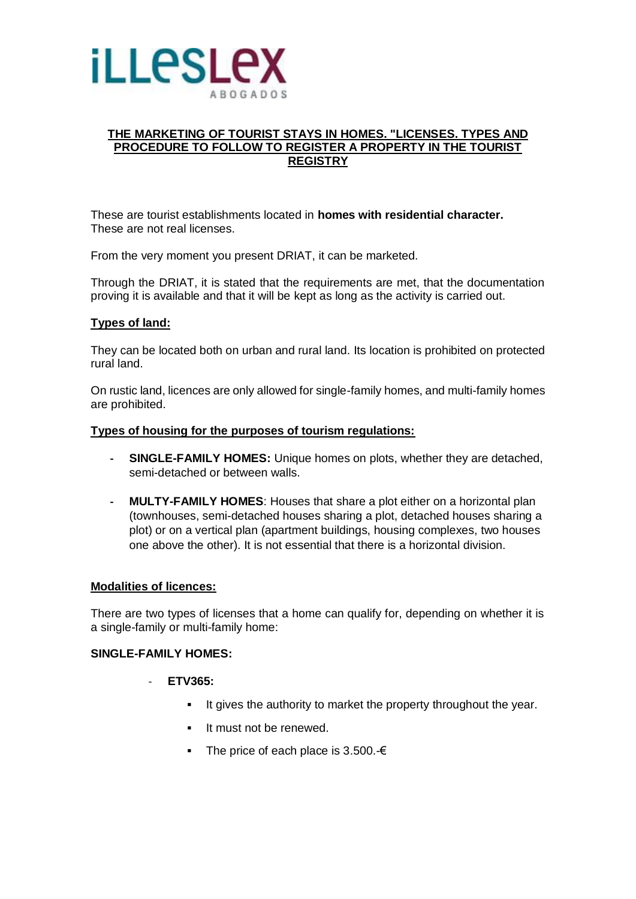# THE MARKETING OF TOURIST STAYS IN HOMES. "LICENSES. TYPES AND PROCEDURE TO FOLLOW TO REGISTER A PROPERTY IN THE TOURIST REGISTRY

These are tourist establishments located in **homes with residential character.** These are not real licenses.

From the very moment you present DRIAT, it can be marketed.

Through the DRIAT, it is stated that the requirements are met, that the documentation proving it is available and that it will be kept as long as the activity is carried out.

## Types of land:

They can be located both on urban and rural land. Its location is prohibited on protected rural land.

On rustic land, licences are only allowed for single-family homes, and multi-family homes are prohibited.

## Types of housing for the purposes of tourism regulations:

- **SINGLE-FAMILY HOMES:** Unique homes on plots, whether they are detached, semi-detached or between walls.
- **MULTY-FAMILY HOMES**: Houses that share a plot either on a horizontal plan (townhouses, semi-detached houses sharing a plot, detached houses sharing a plot) or on a vertical plan (apartment buildings, housing complexes, two houses one above the other). It is not essential that there is a horizontal division.

## Modalities of licences:

There are two types of licenses that a home can qualify for, depending on whether it is a single-family or multi-family home:

### SINGLE-FAMILY HOMES:

- **ETV365:**
  - It gives the authority to market the property throughout the year.
  - It must not be renewed.
  - The price of each place is 3.500.-€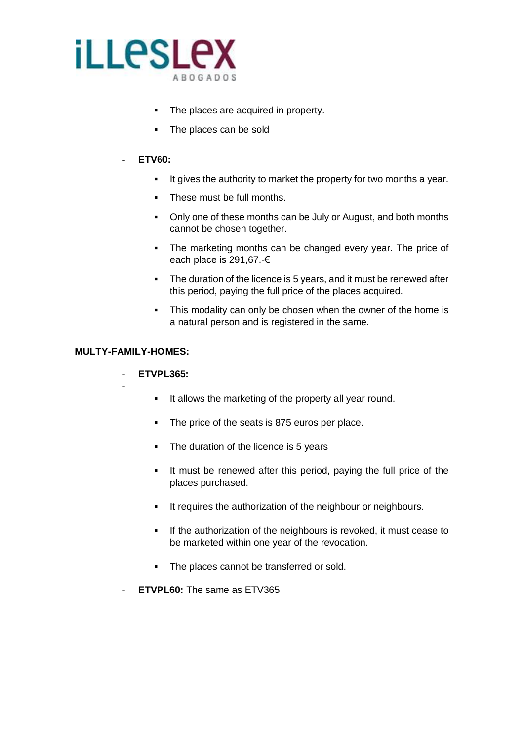- The places are acquired in property.
- The places can be sold

- **ETV60:**
  - It gives the authority to market the property for two months a year.
  - These must be full months.
  - Only one of these months can be July or August, and both months cannot be chosen together.
  - The marketing months can be changed every year. The price of each place is 291,67.-€
  - The duration of the licence is 5 years, and it must be renewed after this period, paying the full price of the places acquired.
  - This modality can only be chosen when the owner of the home is a natural person and is registered in the same.

**MULTY-FAMILY-HOMES:**

- **ETVPL365:**
  - It allows the marketing of the property all year round.
  - The price of the seats is 875 euros per place.
  - The duration of the licence is 5 years
  - It must be renewed after this period, paying the full price of the places purchased.
  - It requires the authorization of the neighbour or neighbours.
  - If the authorization of the neighbours is revoked, it must cease to be marketed within one year of the revocation.
  - The places cannot be transferred or sold.
- **ETVPL60:** The same as ETV365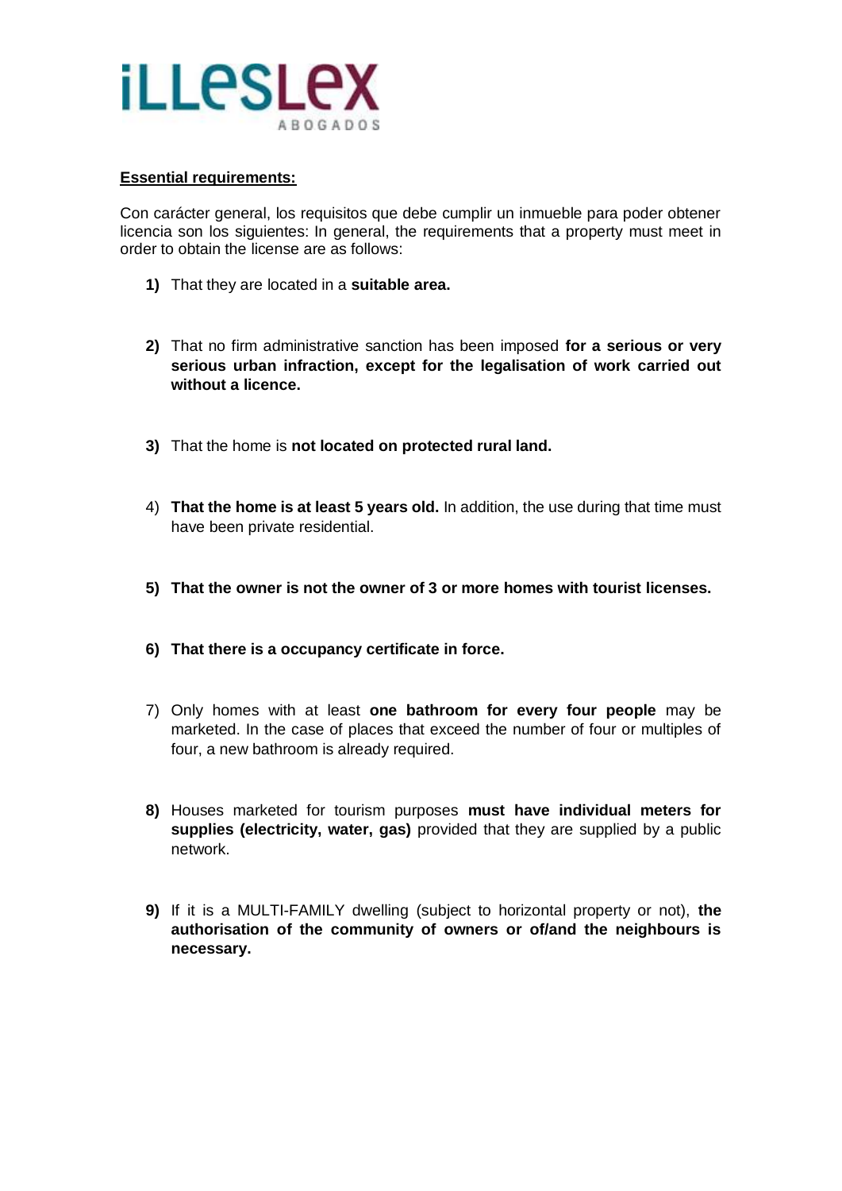**iLLeSLex**
ABOGADOS

**<u>Essential requirements:</u>**

Con carácter general, los requisitos que debe cumplir un inmueble para poder obtener licencia son los siguientes: In general, the requirements that a property must meet in order to obtain the license are as follows:

1) That they are located in a **suitable area.**

2) That no firm administrative sanction has been imposed **for a serious or very serious urban infraction, except for the legalisation of work carried out without a licence.**

3) That the home is **not located on protected rural land.**

4) **That the home is at least 5 years old.** In addition, the use during that time must have been private residential.

5) **That the owner is not the owner of 3 or more homes with tourist licenses.**

6) **That there is a occupancy certificate in force.**

7) Only homes with at least **one bathroom for every four people** may be marketed. In the case of places that exceed the number of four or multiples of four, a new bathroom is already required.

8) Houses marketed for tourism purposes **must have individual meters for supplies (electricity, water, gas)** provided that they are supplied by a public network.

9) If it is a MULTI-FAMILY dwelling (subject to horizontal property or not), **the authorisation of the community of owners or of/and the neighbours is necessary.**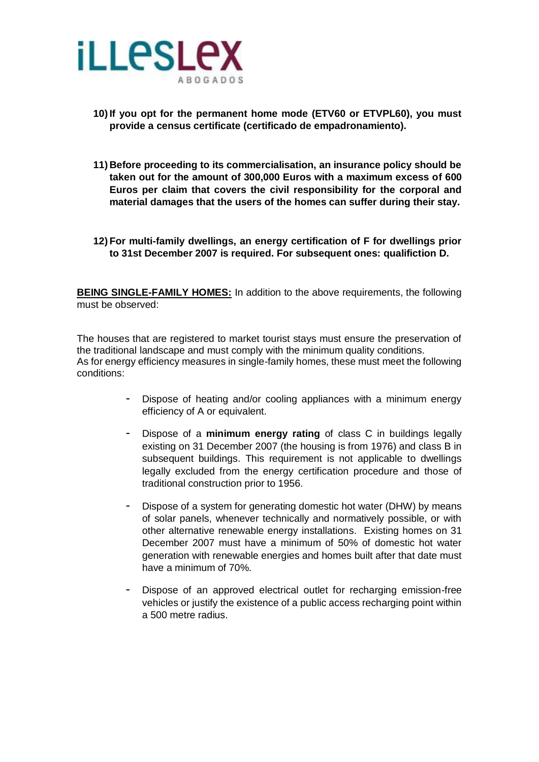**10) If you opt for the permanent home mode (ETV60 or ETVPL60), you must provide a census certificate (certificado de empadronamiento).**

**11) Before proceeding to its commercialisation, an insurance policy should be taken out for the amount of 300,000 Euros with a maximum excess of 600 Euros per claim that covers the civil responsibility for the corporal and material damages that the users of the homes can suffer during their stay.**

**12) For multi-family dwellings, an energy certification of F for dwellings prior to 31st December 2007 is required. For subsequent ones: qualifiction D.**

**<u>BEING SINGLE-FAMILY HOMES:</u>** In addition to the above requirements, the following must be observed:

The houses that are registered to market tourist stays must ensure the preservation of the traditional landscape and must comply with the minimum quality conditions.
As for energy efficiency measures in single-family homes, these must meet the following conditions:

- Dispose of heating and/or cooling appliances with a minimum energy efficiency of A or equivalent.
- Dispose of a **minimum energy rating** of class C in buildings legally existing on 31 December 2007 (the housing is from 1976) and class B in subsequent buildings. This requirement is not applicable to dwellings legally excluded from the energy certification procedure and those of traditional construction prior to 1956.
- Dispose of a system for generating domestic hot water (DHW) by means of solar panels, whenever technically and normatively possible, or with other alternative renewable energy installations. Existing homes on 31 December 2007 must have a minimum of 50% of domestic hot water generation with renewable energies and homes built after that date must have a minimum of 70%.
- Dispose of an approved electrical outlet for recharging emission-free vehicles or justify the existence of a public access recharging point within a 500 metre radius.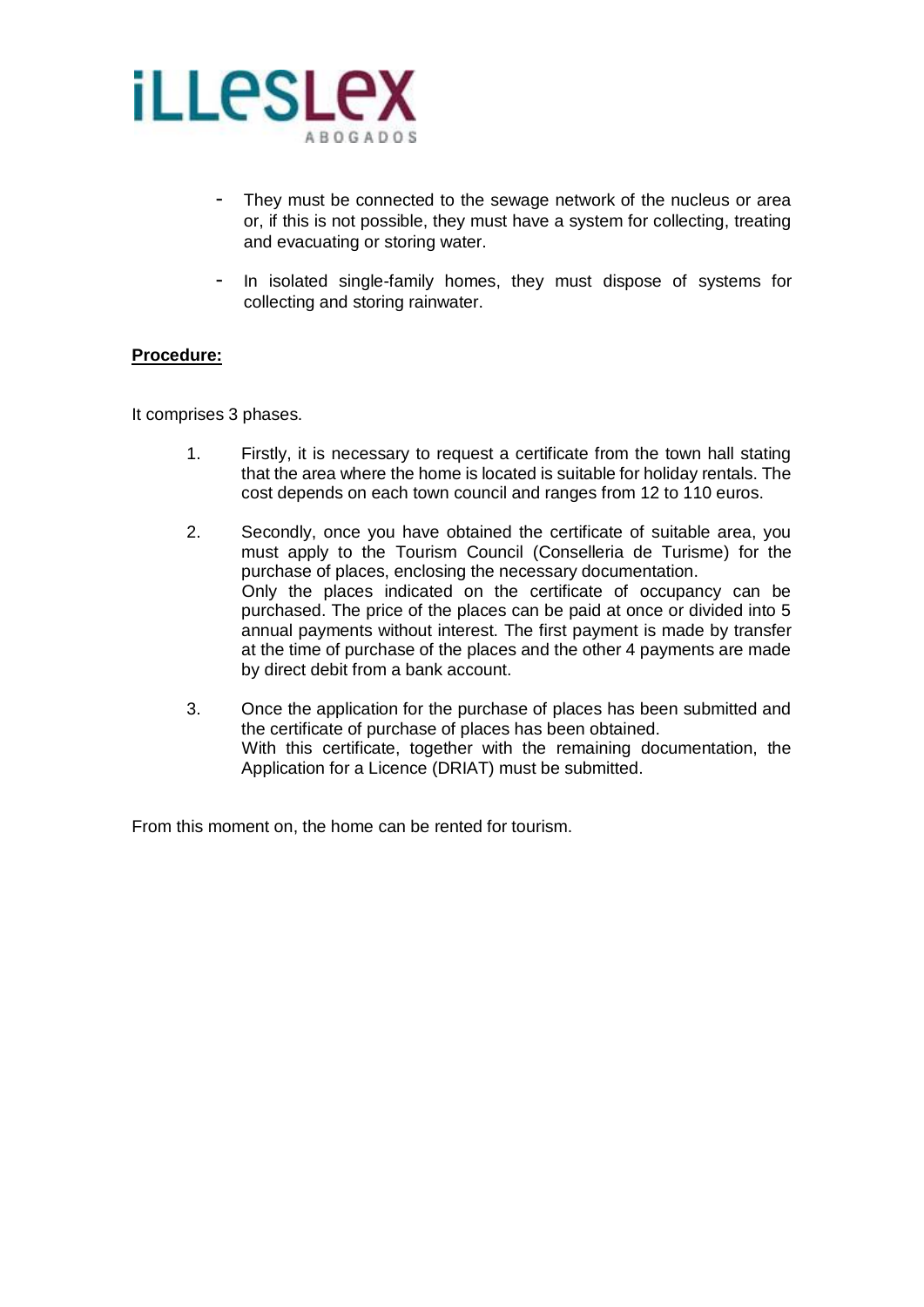- They must be connected to the sewage network of the nucleus or area or, if this is not possible, they must have a system for collecting, treating and evacuating or storing water.
- In isolated single-family homes, they must dispose of systems for collecting and storing rainwater.

**Procedure:**

It comprises 3 phases.

1. Firstly, it is necessary to request a certificate from the town hall stating that the area where the home is located is suitable for holiday rentals. The cost depends on each town council and ranges from 12 to 110 euros.
2. Secondly, once you have obtained the certificate of suitable area, you must apply to the Tourism Council (Conselleria de Turisme) for the purchase of places, enclosing the necessary documentation.
   Only the places indicated on the certificate of occupancy can be purchased. The price of the places can be paid at once or divided into 5 annual payments without interest. The first payment is made by transfer at the time of purchase of the places and the other 4 payments are made by direct debit from a bank account.
3. Once the application for the purchase of places has been submitted and the certificate of purchase of places has been obtained.
   With this certificate, together with the remaining documentation, the Application for a Licence (DRIAT) must be submitted.

From this moment on, the home can be rented for tourism.